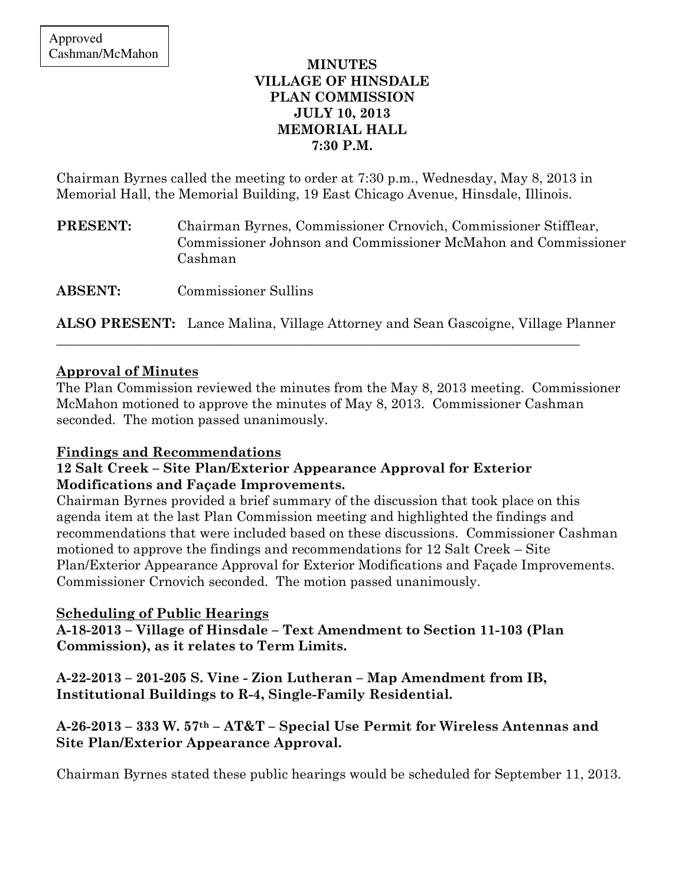Approved
Cashman/McMahon

**MINUTES**
**VILLAGE OF HINSDALE**
**PLAN COMMISSION**
**JULY 10, 2013**
**MEMORIAL HALL**
**7:30 P.M.**

Chairman Byrnes called the meeting to order at 7:30 p.m., Wednesday, May 8, 2013 in Memorial Hall, the Memorial Building, 19 East Chicago Avenue, Hinsdale, Illinois.

**PRESENT:** Chairman Byrnes, Commissioner Crnovich, Commissioner Stifflear, Commissioner Johnson and Commissioner McMahon and Commissioner Cashman

**ABSENT:** Commissioner Sullins

**ALSO PRESENT:** Lance Malina, Village Attorney and Sean Gascoigne, Village Planner

---

**Approval of Minutes**

The Plan Commission reviewed the minutes from the May 8, 2013 meeting. Commissioner McMahon motioned to approve the minutes of May 8, 2013. Commissioner Cashman seconded. The motion passed unanimously.

**Findings and Recommendations**

**12 Salt Creek – Site Plan/Exterior Appearance Approval for Exterior Modifications and Façade Improvements.**

Chairman Byrnes provided a brief summary of the discussion that took place on this agenda item at the last Plan Commission meeting and highlighted the findings and recommendations that were included based on these discussions. Commissioner Cashman motioned to approve the findings and recommendations for 12 Salt Creek – Site Plan/Exterior Appearance Approval for Exterior Modifications and Façade Improvements. Commissioner Crnovich seconded. The motion passed unanimously.

**Scheduling of Public Hearings**

**A-18-2013 – Village of Hinsdale – Text Amendment to Section 11-103 (Plan Commission), as it relates to Term Limits.**

**A-22-2013 – 201-205 S. Vine - Zion Lutheran – Map Amendment from IB, Institutional Buildings to R-4, Single-Family Residential.**

**A-26-2013 – 333 W. 57th – AT&T – Special Use Permit for Wireless Antennas and Site Plan/Exterior Appearance Approval.**

Chairman Byrnes stated these public hearings would be scheduled for September 11, 2013.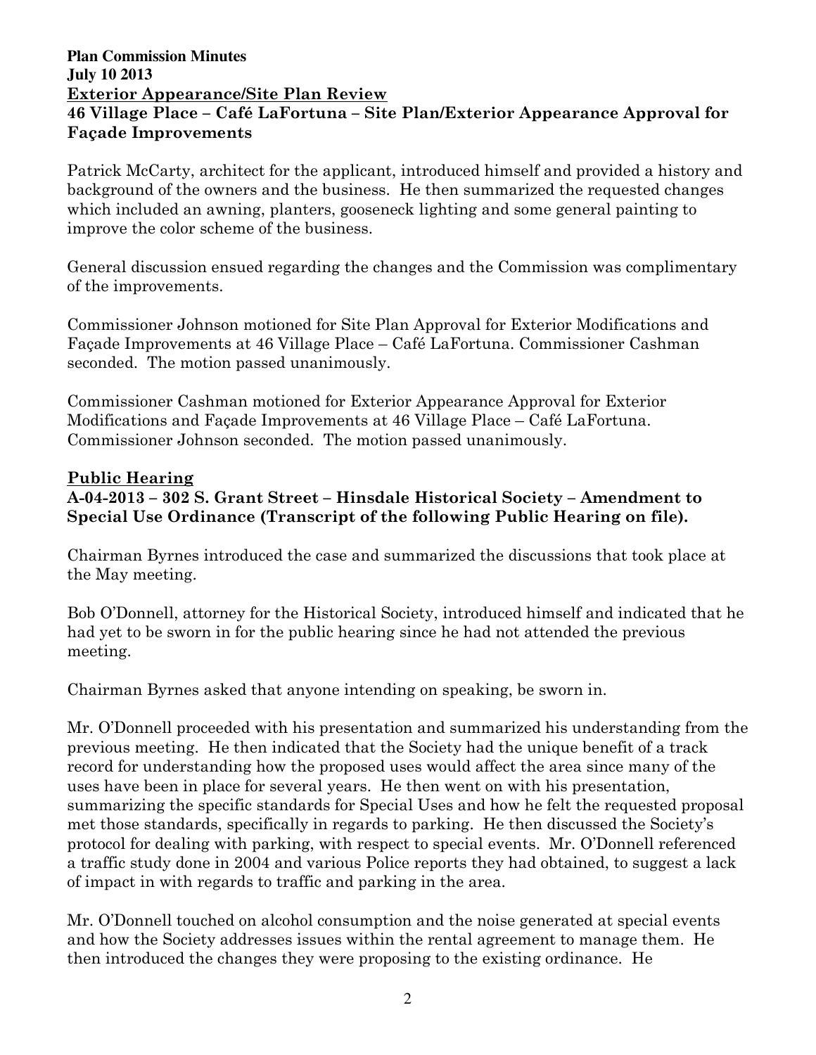**Plan Commission Minutes**
**July 10 2013**

**Exterior Appearance/Site Plan Review**

**46 Village Place – Café LaFortuna – Site Plan/Exterior Appearance Approval for Façade Improvements**

Patrick McCarty, architect for the applicant, introduced himself and provided a history and background of the owners and the business. He then summarized the requested changes which included an awning, planters, gooseneck lighting and some general painting to improve the color scheme of the business.

General discussion ensued regarding the changes and the Commission was complimentary of the improvements.

Commissioner Johnson motioned for Site Plan Approval for Exterior Modifications and Façade Improvements at 46 Village Place – Café LaFortuna. Commissioner Cashman seconded. The motion passed unanimously.

Commissioner Cashman motioned for Exterior Appearance Approval for Exterior Modifications and Façade Improvements at 46 Village Place – Café LaFortuna. Commissioner Johnson seconded. The motion passed unanimously.

**Public Hearing**

**A-04-2013 – 302 S. Grant Street – Hinsdale Historical Society – Amendment to Special Use Ordinance (Transcript of the following Public Hearing on file).**

Chairman Byrnes introduced the case and summarized the discussions that took place at the May meeting.

Bob O'Donnell, attorney for the Historical Society, introduced himself and indicated that he had yet to be sworn in for the public hearing since he had not attended the previous meeting.

Chairman Byrnes asked that anyone intending on speaking, be sworn in.

Mr. O'Donnell proceeded with his presentation and summarized his understanding from the previous meeting. He then indicated that the Society had the unique benefit of a track record for understanding how the proposed uses would affect the area since many of the uses have been in place for several years. He then went on with his presentation, summarizing the specific standards for Special Uses and how he felt the requested proposal met those standards, specifically in regards to parking. He then discussed the Society's protocol for dealing with parking, with respect to special events. Mr. O'Donnell referenced a traffic study done in 2004 and various Police reports they had obtained, to suggest a lack of impact in with regards to traffic and parking in the area.

Mr. O'Donnell touched on alcohol consumption and the noise generated at special events and how the Society addresses issues within the rental agreement to manage them. He then introduced the changes they were proposing to the existing ordinance. He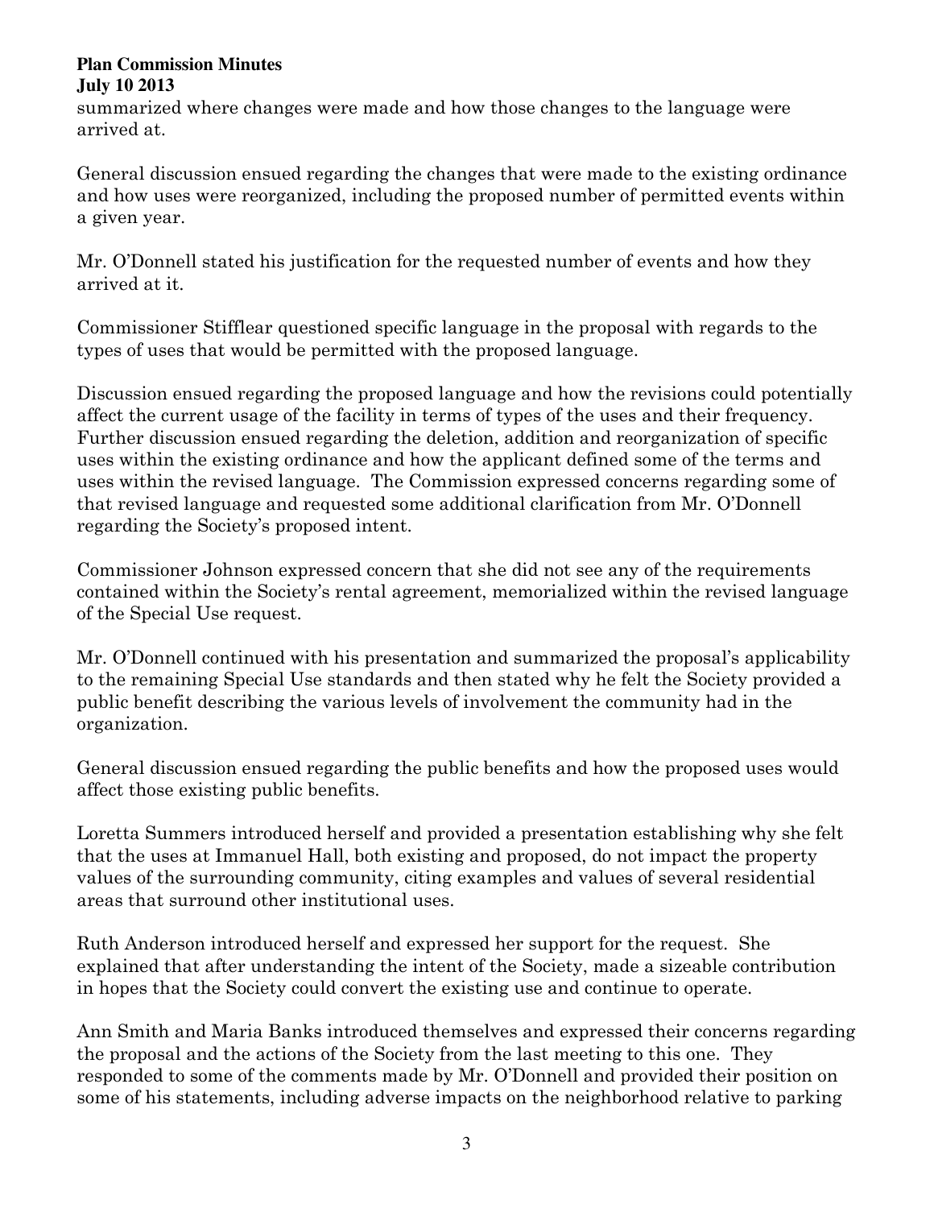summarized where changes were made and how those changes to the language were arrived at.

General discussion ensued regarding the changes that were made to the existing ordinance and how uses were reorganized, including the proposed number of permitted events within a given year.

Mr. O'Donnell stated his justification for the requested number of events and how they arrived at it.

Commissioner Stifflear questioned specific language in the proposal with regards to the types of uses that would be permitted with the proposed language.

Discussion ensued regarding the proposed language and how the revisions could potentially affect the current usage of the facility in terms of types of the uses and their frequency. Further discussion ensued regarding the deletion, addition and reorganization of specific uses within the existing ordinance and how the applicant defined some of the terms and uses within the revised language. The Commission expressed concerns regarding some of that revised language and requested some additional clarification from Mr. O'Donnell regarding the Society's proposed intent.

Commissioner Johnson expressed concern that she did not see any of the requirements contained within the Society's rental agreement, memorialized within the revised language of the Special Use request.

Mr. O'Donnell continued with his presentation and summarized the proposal's applicability to the remaining Special Use standards and then stated why he felt the Society provided a public benefit describing the various levels of involvement the community had in the organization.

General discussion ensued regarding the public benefits and how the proposed uses would affect those existing public benefits.

Loretta Summers introduced herself and provided a presentation establishing why she felt that the uses at Immanuel Hall, both existing and proposed, do not impact the property values of the surrounding community, citing examples and values of several residential areas that surround other institutional uses.

Ruth Anderson introduced herself and expressed her support for the request. She explained that after understanding the intent of the Society, made a sizeable contribution in hopes that the Society could convert the existing use and continue to operate.

Ann Smith and Maria Banks introduced themselves and expressed their concerns regarding the proposal and the actions of the Society from the last meeting to this one. They responded to some of the comments made by Mr. O'Donnell and provided their position on some of his statements, including adverse impacts on the neighborhood relative to parking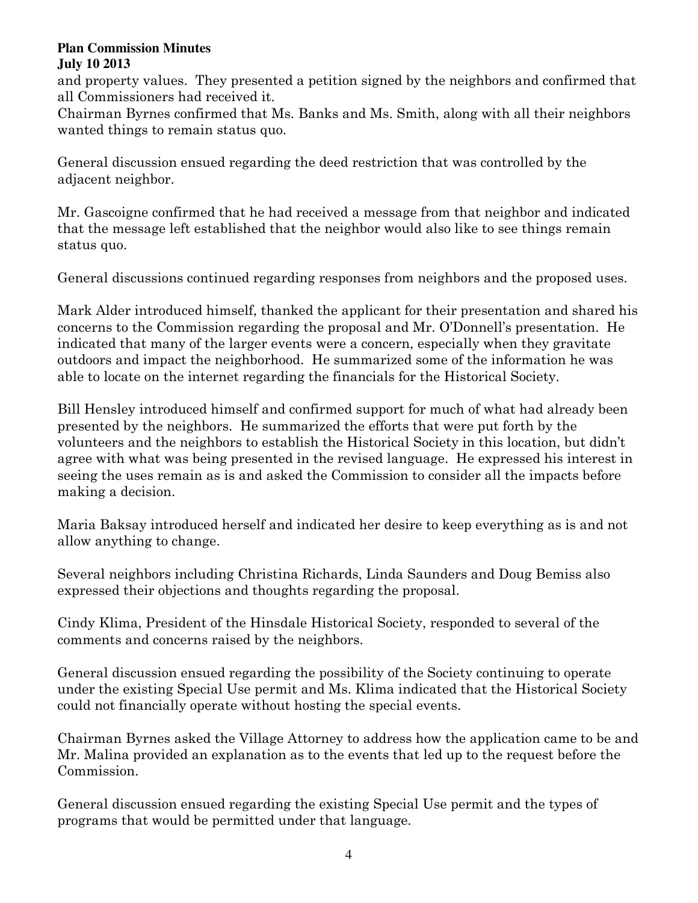and property values. They presented a petition signed by the neighbors and confirmed that all Commissioners had received it.

Chairman Byrnes confirmed that Ms. Banks and Ms. Smith, along with all their neighbors wanted things to remain status quo.

General discussion ensued regarding the deed restriction that was controlled by the adjacent neighbor.

Mr. Gascoigne confirmed that he had received a message from that neighbor and indicated that the message left established that the neighbor would also like to see things remain status quo.

General discussions continued regarding responses from neighbors and the proposed uses.

Mark Alder introduced himself, thanked the applicant for their presentation and shared his concerns to the Commission regarding the proposal and Mr. O'Donnell's presentation. He indicated that many of the larger events were a concern, especially when they gravitate outdoors and impact the neighborhood. He summarized some of the information he was able to locate on the internet regarding the financials for the Historical Society.

Bill Hensley introduced himself and confirmed support for much of what had already been presented by the neighbors. He summarized the efforts that were put forth by the volunteers and the neighbors to establish the Historical Society in this location, but didn't agree with what was being presented in the revised language. He expressed his interest in seeing the uses remain as is and asked the Commission to consider all the impacts before making a decision.

Maria Baksay introduced herself and indicated her desire to keep everything as is and not allow anything to change.

Several neighbors including Christina Richards, Linda Saunders and Doug Bemiss also expressed their objections and thoughts regarding the proposal.

Cindy Klima, President of the Hinsdale Historical Society, responded to several of the comments and concerns raised by the neighbors.

General discussion ensued regarding the possibility of the Society continuing to operate under the existing Special Use permit and Ms. Klima indicated that the Historical Society could not financially operate without hosting the special events.

Chairman Byrnes asked the Village Attorney to address how the application came to be and Mr. Malina provided an explanation as to the events that led up to the request before the Commission.

General discussion ensued regarding the existing Special Use permit and the types of programs that would be permitted under that language.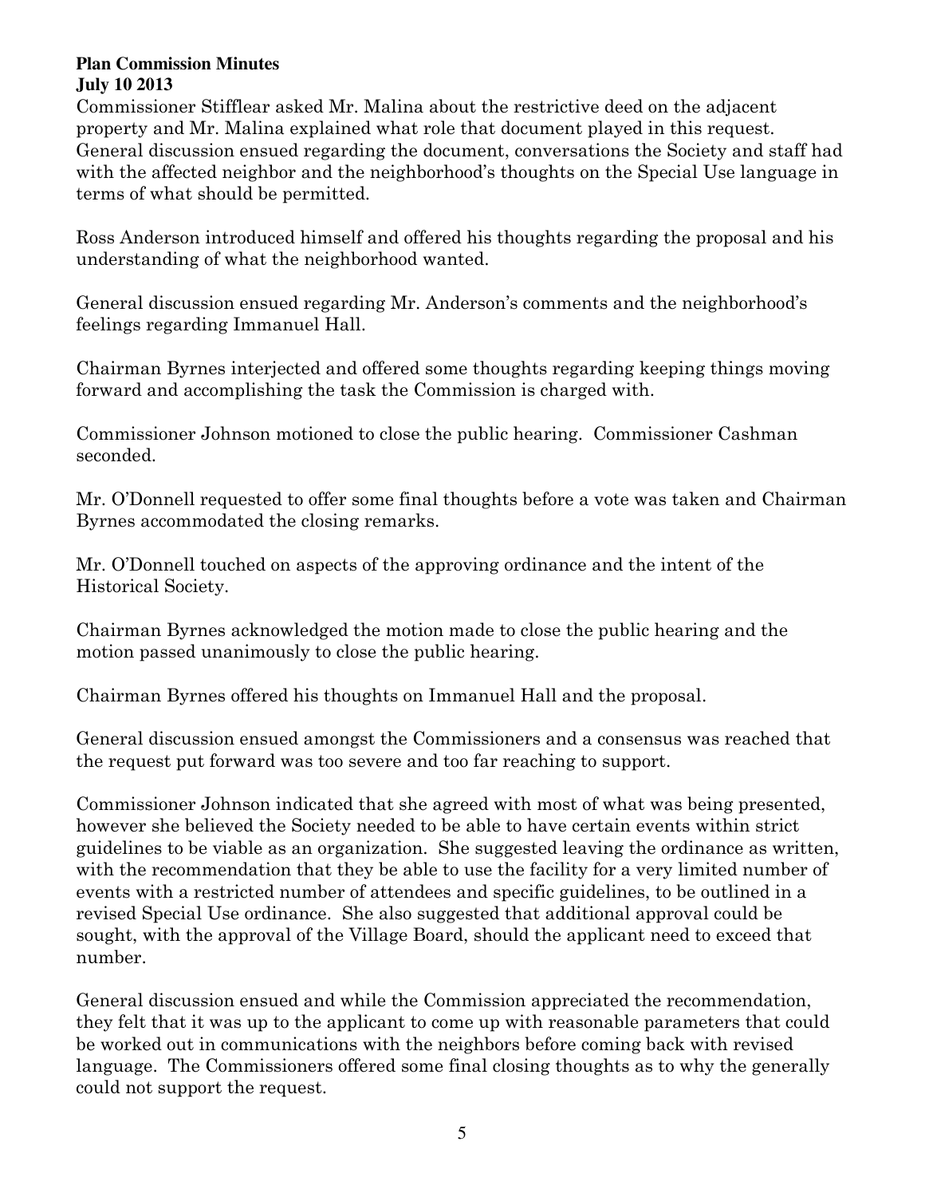**Plan Commission Minutes**
**July 10 2013**

Commissioner Stifflear asked Mr. Malina about the restrictive deed on the adjacent property and Mr. Malina explained what role that document played in this request. General discussion ensued regarding the document, conversations the Society and staff had with the affected neighbor and the neighborhood's thoughts on the Special Use language in terms of what should be permitted.

Ross Anderson introduced himself and offered his thoughts regarding the proposal and his understanding of what the neighborhood wanted.

General discussion ensued regarding Mr. Anderson's comments and the neighborhood's feelings regarding Immanuel Hall.

Chairman Byrnes interjected and offered some thoughts regarding keeping things moving forward and accomplishing the task the Commission is charged with.

Commissioner Johnson motioned to close the public hearing. Commissioner Cashman seconded.

Mr. O'Donnell requested to offer some final thoughts before a vote was taken and Chairman Byrnes accommodated the closing remarks.

Mr. O'Donnell touched on aspects of the approving ordinance and the intent of the Historical Society.

Chairman Byrnes acknowledged the motion made to close the public hearing and the motion passed unanimously to close the public hearing.

Chairman Byrnes offered his thoughts on Immanuel Hall and the proposal.

General discussion ensued amongst the Commissioners and a consensus was reached that the request put forward was too severe and too far reaching to support.

Commissioner Johnson indicated that she agreed with most of what was being presented, however she believed the Society needed to be able to have certain events within strict guidelines to be viable as an organization. She suggested leaving the ordinance as written, with the recommendation that they be able to use the facility for a very limited number of events with a restricted number of attendees and specific guidelines, to be outlined in a revised Special Use ordinance. She also suggested that additional approval could be sought, with the approval of the Village Board, should the applicant need to exceed that number.

General discussion ensued and while the Commission appreciated the recommendation, they felt that it was up to the applicant to come up with reasonable parameters that could be worked out in communications with the neighbors before coming back with revised language. The Commissioners offered some final closing thoughts as to why the generally could not support the request.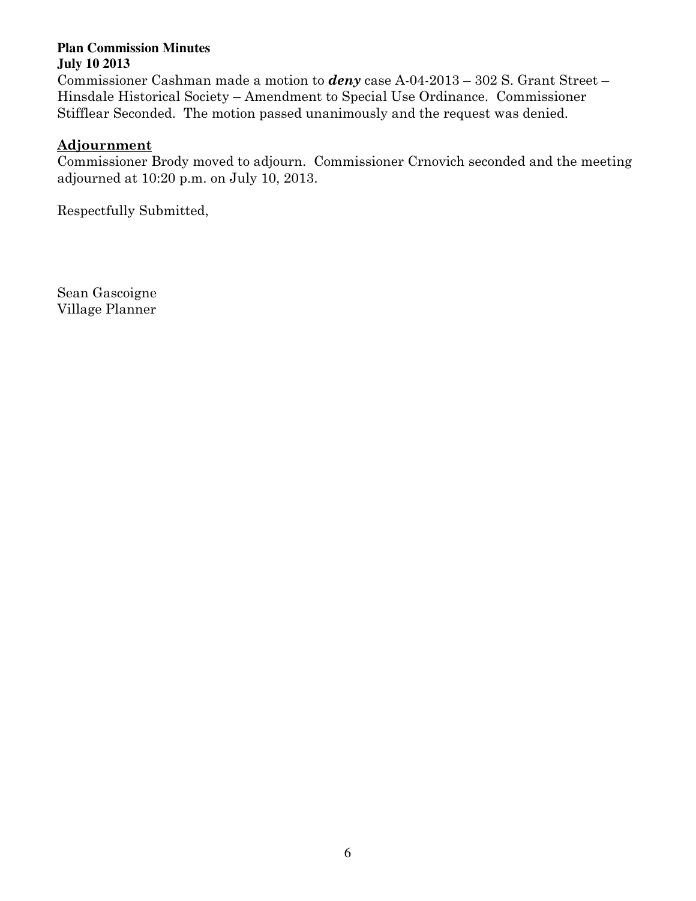Commissioner Cashman made a motion to ***deny*** case A-04-2013 – 302 S. Grant Street – Hinsdale Historical Society – Amendment to Special Use Ordinance. Commissioner Stifflear Seconded. The motion passed unanimously and the request was denied.

## Adjournment

Commissioner Brody moved to adjourn. Commissioner Crnovich seconded and the meeting adjourned at 10:20 p.m. on July 10, 2013.

Respectfully Submitted,

Sean Gascoigne
Village Planner